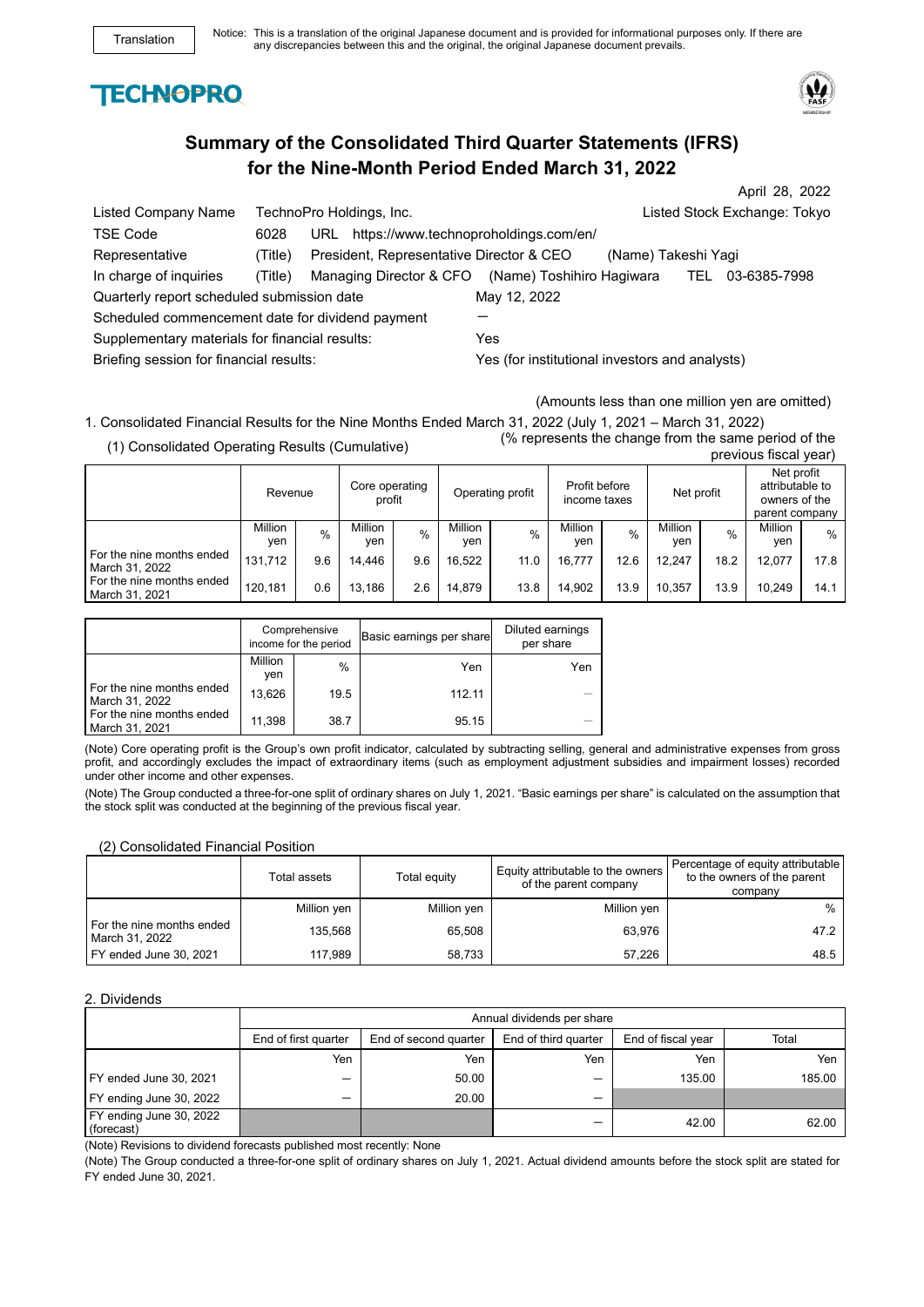Translation

Notice: This is a translation of the original Japanese document and is provided for informational purposes only. If there are any discrepancies between this and the original, the original Japanese document prevails.

TECHNOPRO

# Summary of the Consolidated Third Quarter Statements (IFRS) for the Nine-Month Period Ended March 31, 2022

April 28, 2022

| | | |
|---|---|---|
| Listed Company Name | TechnoPro Holdings, Inc. | Listed Stock Exchange: Tokyo |
| TSE Code | 6028 | URL https://www.technoproholdings.com/en/ |
| Representative | (Title) President, Representative Director & CEO | (Name) Takeshi Yagi |
| In charge of inquiries | (Title) Managing Director & CFO | (Name) Toshihiro Hagiwara TEL 03-6385-7998 |
| Quarterly report scheduled submission date | May 12, 2022 | |
| Scheduled commencement date for dividend payment | — | |
| Supplementary materials for financial results: | Yes | |
| Briefing session for financial results: | Yes (for institutional investors and analysts) | |

(Amounts less than one million yen are omitted)

1. Consolidated Financial Results for the Nine Months Ended March 31, 2022 (July 1, 2021 – March 31, 2022)

(1) Consolidated Operating Results (Cumulative)

(% represents the change from the same period of the previous fiscal year)

| | Revenue | | Core operating profit | | Operating profit | | Profit before income taxes | | Net profit | | Net profit attributable to owners of the parent company | |
|---|---|---|---|---|---|---|---|---|---|---|---|---|
| | Million yen | % | Million yen | % | Million yen | % | Million yen | % | Million yen | % | Million yen | % |
| For the nine months ended March 31, 2022 | 131,712 | 9.6 | 14,446 | 9.6 | 16,522 | 11.0 | 16,777 | 12.6 | 12,247 | 18.2 | 12,077 | 17.8 |
| For the nine months ended March 31, 2021 | 120,181 | 0.6 | 13,186 | 2.6 | 14,879 | 13.8 | 14,902 | 13.9 | 10,357 | 13.9 | 10,249 | 14.1 |

| | Comprehensive income for the period | | Basic earnings per share | Diluted earnings per share |
|---|---|---|---|---|
| | Million yen | % | Yen | Yen |
| For the nine months ended March 31, 2022 | 13,626 | 19.5 | 112.11 | — |
| For the nine months ended March 31, 2021 | 11,398 | 38.7 | 95.15 | — |

(Note) Core operating profit is the Group's own profit indicator, calculated by subtracting selling, general and administrative expenses from gross profit, and accordingly excludes the impact of extraordinary items (such as employment adjustment subsidies and impairment losses) recorded under other income and other expenses.

(Note) The Group conducted a three-for-one split of ordinary shares on July 1, 2021. "Basic earnings per share" is calculated on the assumption that the stock split was conducted at the beginning of the previous fiscal year.

(2) Consolidated Financial Position

| | Total assets | Total equity | Equity attributable to the owners of the parent company | Percentage of equity attributable to the owners of the parent company |
|---|---|---|---|---|
| | Million yen | Million yen | Million yen | % |
| For the nine months ended March 31, 2022 | 135,568 | 65,508 | 63,976 | 47.2 |
| FY ended June 30, 2021 | 117,989 | 58,733 | 57,226 | 48.5 |

2. Dividends

| | Annual dividends per share | | | | |
|---|---|---|---|---|---|
| | End of first quarter | End of second quarter | End of third quarter | End of fiscal year | Total |
| | Yen | Yen | Yen | Yen | Yen |
| FY ended June 30, 2021 | — | 50.00 | — | 135.00 | 185.00 |
| FY ending June 30, 2022 | — | 20.00 | — | | |
| FY ending June 30, 2022 (forecast) | | | — | 42.00 | 62.00 |

(Note) Revisions to dividend forecasts published most recently: None

(Note) The Group conducted a three-for-one split of ordinary shares on July 1, 2021. Actual dividend amounts before the stock split are stated for FY ended June 30, 2021.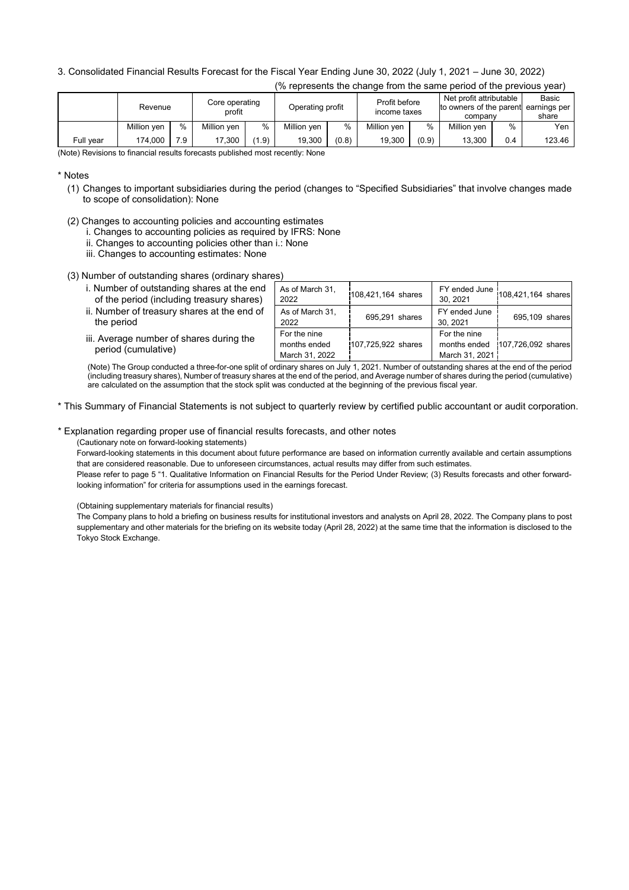3. Consolidated Financial Results Forecast for the Fiscal Year Ending June 30, 2022 (July 1, 2021 – June 30, 2022)

(% represents the change from the same period of the previous year)

| | Revenue | | Core operating profit | | Operating profit | | Profit before income taxes | | Net profit attributable to owners of the parent company | | Basic earnings per share |
|---|---|---|---|---|---|---|---|---|---|---|---|
| | Million yen | % | Million yen | % | Million yen | % | Million yen | % | Million yen | % | Yen |
| Full year | 174,000 | 7.9 | 17,300 | (1.9) | 19,300 | (0.8) | 19,300 | (0.9) | 13,300 | 0.4 | 123.46 |

(Note) Revisions to financial results forecasts published most recently: None

\* Notes

(1) Changes to important subsidiaries during the period (changes to "Specified Subsidiaries" that involve changes made to scope of consolidation): None

(2) Changes to accounting policies and accounting estimates
  i. Changes to accounting policies as required by IFRS: None
  ii. Changes to accounting policies other than i.: None
  iii. Changes to accounting estimates: None

(3) Number of outstanding shares (ordinary shares)

| | | | | |
|---|---|---|---|---|
| i. Number of outstanding shares at the end of the period (including treasury shares) | As of March 31, 2022 | 108,421,164 shares | FY ended June 30, 2021 | 108,421,164 shares |
| ii. Number of treasury shares at the end of the period | As of March 31, 2022 | 695,291 shares | FY ended June 30, 2021 | 695,109 shares |
| iii. Average number of shares during the period (cumulative) | For the nine months ended March 31, 2022 | 107,725,922 shares | For the nine months ended March 31, 2021 | 107,726,092 shares |

(Note) The Group conducted a three-for-one split of ordinary shares on July 1, 2021. Number of outstanding shares at the end of the period (including treasury shares), Number of treasury shares at the end of the period, and Average number of shares during the period (cumulative) are calculated on the assumption that the stock split was conducted at the beginning of the previous fiscal year.

\* This Summary of Financial Statements is not subject to quarterly review by certified public accountant or audit corporation.

\* Explanation regarding proper use of financial results forecasts, and other notes

(Cautionary note on forward-looking statements)

Forward-looking statements in this document about future performance are based on information currently available and certain assumptions that are considered reasonable. Due to unforeseen circumstances, actual results may differ from such estimates.

Please refer to page 5 "1. Qualitative Information on Financial Results for the Period Under Review; (3) Results forecasts and other forward-looking information" for criteria for assumptions used in the earnings forecast.

(Obtaining supplementary materials for financial results)

The Company plans to hold a briefing on business results for institutional investors and analysts on April 28, 2022. The Company plans to post supplementary and other materials for the briefing on its website today (April 28, 2022) at the same time that the information is disclosed to the Tokyo Stock Exchange.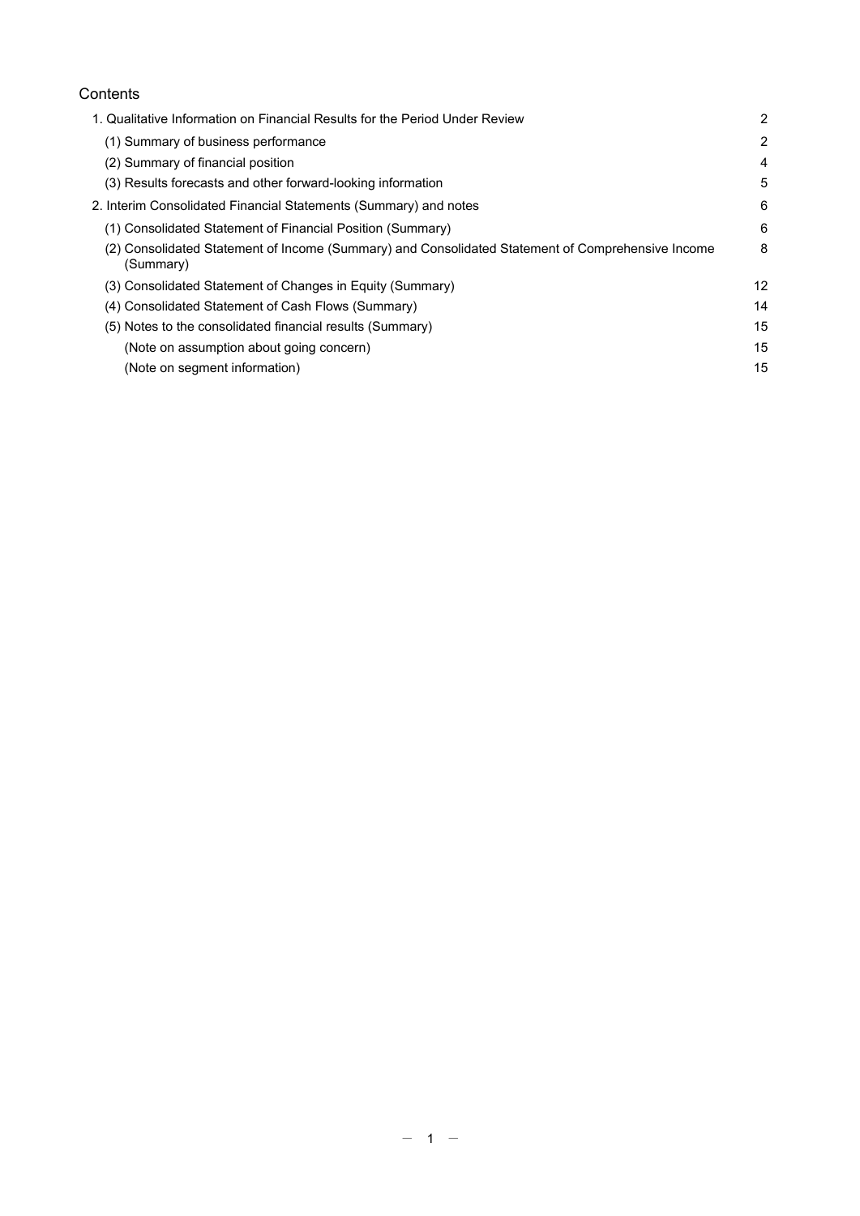# Contents

| | |
|---|---|
| 1. Qualitative Information on Financial Results for the Period Under Review | 2 |
| (1) Summary of business performance | 2 |
| (2) Summary of financial position | 4 |
| (3) Results forecasts and other forward-looking information | 5 |
| 2. Interim Consolidated Financial Statements (Summary) and notes | 6 |
| (1) Consolidated Statement of Financial Position (Summary) | 6 |
| (2) Consolidated Statement of Income (Summary) and Consolidated Statement of Comprehensive Income (Summary) | 8 |
| (3) Consolidated Statement of Changes in Equity (Summary) | 12 |
| (4) Consolidated Statement of Cash Flows (Summary) | 14 |
| (5) Notes to the consolidated financial results (Summary) | 15 |
| (Note on assumption about going concern) | 15 |
| (Note on segment information) | 15 |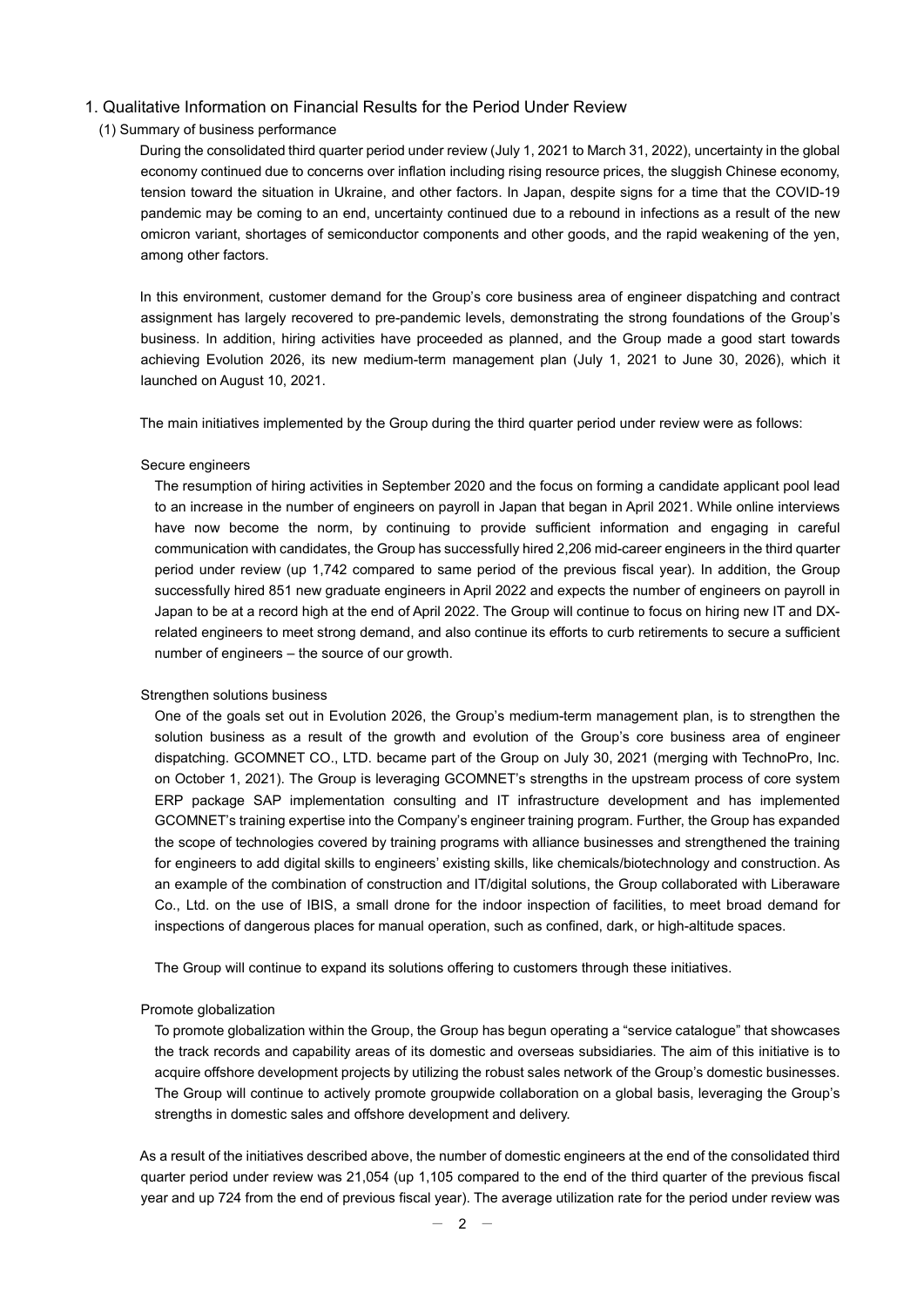## 1. Qualitative Information on Financial Results for the Period Under Review

### (1) Summary of business performance

During the consolidated third quarter period under review (July 1, 2021 to March 31, 2022), uncertainty in the global economy continued due to concerns over inflation including rising resource prices, the sluggish Chinese economy, tension toward the situation in Ukraine, and other factors. In Japan, despite signs for a time that the COVID-19 pandemic may be coming to an end, uncertainty continued due to a rebound in infections as a result of the new omicron variant, shortages of semiconductor components and other goods, and the rapid weakening of the yen, among other factors.

In this environment, customer demand for the Group's core business area of engineer dispatching and contract assignment has largely recovered to pre-pandemic levels, demonstrating the strong foundations of the Group's business. In addition, hiring activities have proceeded as planned, and the Group made a good start towards achieving Evolution 2026, its new medium-term management plan (July 1, 2021 to June 30, 2026), which it launched on August 10, 2021.

The main initiatives implemented by the Group during the third quarter period under review were as follows:

#### Secure engineers

The resumption of hiring activities in September 2020 and the focus on forming a candidate applicant pool lead to an increase in the number of engineers on payroll in Japan that began in April 2021. While online interviews have now become the norm, by continuing to provide sufficient information and engaging in careful communication with candidates, the Group has successfully hired 2,206 mid-career engineers in the third quarter period under review (up 1,742 compared to same period of the previous fiscal year). In addition, the Group successfully hired 851 new graduate engineers in April 2022 and expects the number of engineers on payroll in Japan to be at a record high at the end of April 2022. The Group will continue to focus on hiring new IT and DX-related engineers to meet strong demand, and also continue its efforts to curb retirements to secure a sufficient number of engineers – the source of our growth.

#### Strengthen solutions business

One of the goals set out in Evolution 2026, the Group's medium-term management plan, is to strengthen the solution business as a result of the growth and evolution of the Group's core business area of engineer dispatching. GCOMNET CO., LTD. became part of the Group on July 30, 2021 (merging with TechnoPro, Inc. on October 1, 2021). The Group is leveraging GCOMNET's strengths in the upstream process of core system ERP package SAP implementation consulting and IT infrastructure development and has implemented GCOMNET's training expertise into the Company's engineer training program. Further, the Group has expanded the scope of technologies covered by training programs with alliance businesses and strengthened the training for engineers to add digital skills to engineers' existing skills, like chemicals/biotechnology and construction. As an example of the combination of construction and IT/digital solutions, the Group collaborated with Liberaware Co., Ltd. on the use of IBIS, a small drone for the indoor inspection of facilities, to meet broad demand for inspections of dangerous places for manual operation, such as confined, dark, or high-altitude spaces.

The Group will continue to expand its solutions offering to customers through these initiatives.

#### Promote globalization

To promote globalization within the Group, the Group has begun operating a "service catalogue" that showcases the track records and capability areas of its domestic and overseas subsidiaries. The aim of this initiative is to acquire offshore development projects by utilizing the robust sales network of the Group's domestic businesses. The Group will continue to actively promote groupwide collaboration on a global basis, leveraging the Group's strengths in domestic sales and offshore development and delivery.

As a result of the initiatives described above, the number of domestic engineers at the end of the consolidated third quarter period under review was 21,054 (up 1,105 compared to the end of the third quarter of the previous fiscal year and up 724 from the end of previous fiscal year). The average utilization rate for the period under review was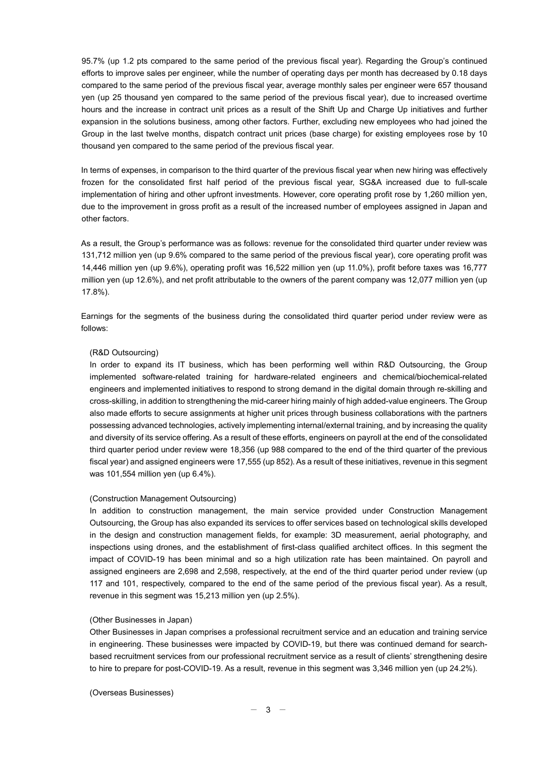95.7% (up 1.2 pts compared to the same period of the previous fiscal year). Regarding the Group's continued efforts to improve sales per engineer, while the number of operating days per month has decreased by 0.18 days compared to the same period of the previous fiscal year, average monthly sales per engineer were 657 thousand yen (up 25 thousand yen compared to the same period of the previous fiscal year), due to increased overtime hours and the increase in contract unit prices as a result of the Shift Up and Charge Up initiatives and further expansion in the solutions business, among other factors. Further, excluding new employees who had joined the Group in the last twelve months, dispatch contract unit prices (base charge) for existing employees rose by 10 thousand yen compared to the same period of the previous fiscal year.

In terms of expenses, in comparison to the third quarter of the previous fiscal year when new hiring was effectively frozen for the consolidated first half period of the previous fiscal year, SG&A increased due to full-scale implementation of hiring and other upfront investments. However, core operating profit rose by 1,260 million yen, due to the improvement in gross profit as a result of the increased number of employees assigned in Japan and other factors.

As a result, the Group's performance was as follows: revenue for the consolidated third quarter under review was 131,712 million yen (up 9.6% compared to the same period of the previous fiscal year), core operating profit was 14,446 million yen (up 9.6%), operating profit was 16,522 million yen (up 11.0%), profit before taxes was 16,777 million yen (up 12.6%), and net profit attributable to the owners of the parent company was 12,077 million yen (up 17.8%).

Earnings for the segments of the business during the consolidated third quarter period under review were as follows:

(R&D Outsourcing)

In order to expand its IT business, which has been performing well within R&D Outsourcing, the Group implemented software-related training for hardware-related engineers and chemical/biochemical-related engineers and implemented initiatives to respond to strong demand in the digital domain through re-skilling and cross-skilling, in addition to strengthening the mid-career hiring mainly of high added-value engineers. The Group also made efforts to secure assignments at higher unit prices through business collaborations with the partners possessing advanced technologies, actively implementing internal/external training, and by increasing the quality and diversity of its service offering. As a result of these efforts, engineers on payroll at the end of the consolidated third quarter period under review were 18,356 (up 988 compared to the end of the third quarter of the previous fiscal year) and assigned engineers were 17,555 (up 852). As a result of these initiatives, revenue in this segment was 101,554 million yen (up 6.4%).

(Construction Management Outsourcing)

In addition to construction management, the main service provided under Construction Management Outsourcing, the Group has also expanded its services to offer services based on technological skills developed in the design and construction management fields, for example: 3D measurement, aerial photography, and inspections using drones, and the establishment of first-class qualified architect offices. In this segment the impact of COVID-19 has been minimal and so a high utilization rate has been maintained. On payroll and assigned engineers are 2,698 and 2,598, respectively, at the end of the third quarter period under review (up 117 and 101, respectively, compared to the end of the same period of the previous fiscal year). As a result, revenue in this segment was 15,213 million yen (up 2.5%).

(Other Businesses in Japan)

Other Businesses in Japan comprises a professional recruitment service and an education and training service in engineering. These businesses were impacted by COVID-19, but there was continued demand for search-based recruitment services from our professional recruitment service as a result of clients' strengthening desire to hire to prepare for post-COVID-19. As a result, revenue in this segment was 3,346 million yen (up 24.2%).

(Overseas Businesses)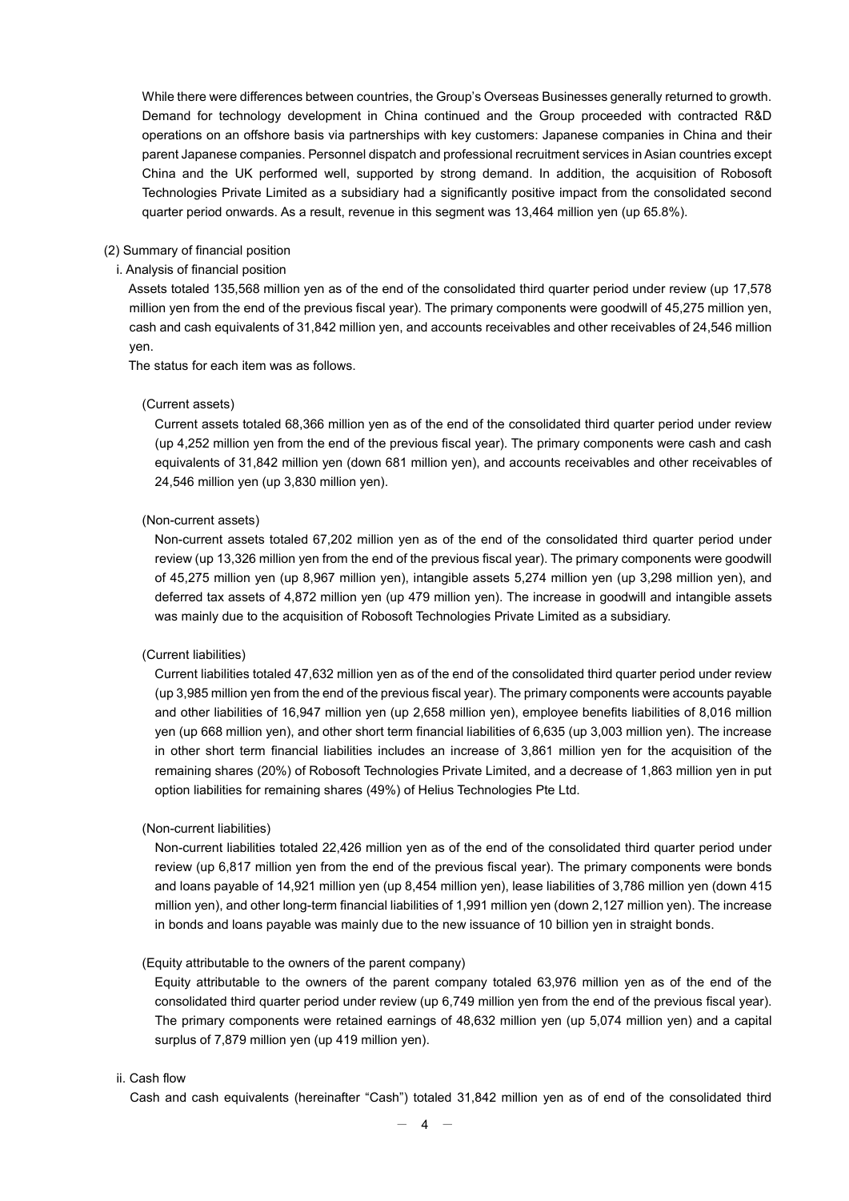While there were differences between countries, the Group's Overseas Businesses generally returned to growth. Demand for technology development in China continued and the Group proceeded with contracted R&D operations on an offshore basis via partnerships with key customers: Japanese companies in China and their parent Japanese companies. Personnel dispatch and professional recruitment services in Asian countries except China and the UK performed well, supported by strong demand. In addition, the acquisition of Robosoft Technologies Private Limited as a subsidiary had a significantly positive impact from the consolidated second quarter period onwards. As a result, revenue in this segment was 13,464 million yen (up 65.8%).

## (2) Summary of financial position

### i. Analysis of financial position

Assets totaled 135,568 million yen as of the end of the consolidated third quarter period under review (up 17,578 million yen from the end of the previous fiscal year). The primary components were goodwill of 45,275 million yen, cash and cash equivalents of 31,842 million yen, and accounts receivables and other receivables of 24,546 million yen.

The status for each item was as follows.

(Current assets)

Current assets totaled 68,366 million yen as of the end of the consolidated third quarter period under review (up 4,252 million yen from the end of the previous fiscal year). The primary components were cash and cash equivalents of 31,842 million yen (down 681 million yen), and accounts receivables and other receivables of 24,546 million yen (up 3,830 million yen).

(Non-current assets)

Non-current assets totaled 67,202 million yen as of the end of the consolidated third quarter period under review (up 13,326 million yen from the end of the previous fiscal year). The primary components were goodwill of 45,275 million yen (up 8,967 million yen), intangible assets 5,274 million yen (up 3,298 million yen), and deferred tax assets of 4,872 million yen (up 479 million yen). The increase in goodwill and intangible assets was mainly due to the acquisition of Robosoft Technologies Private Limited as a subsidiary.

(Current liabilities)

Current liabilities totaled 47,632 million yen as of the end of the consolidated third quarter period under review (up 3,985 million yen from the end of the previous fiscal year). The primary components were accounts payable and other liabilities of 16,947 million yen (up 2,658 million yen), employee benefits liabilities of 8,016 million yen (up 668 million yen), and other short term financial liabilities of 6,635 (up 3,003 million yen). The increase in other short term financial liabilities includes an increase of 3,861 million yen for the acquisition of the remaining shares (20%) of Robosoft Technologies Private Limited, and a decrease of 1,863 million yen in put option liabilities for remaining shares (49%) of Helius Technologies Pte Ltd.

(Non-current liabilities)

Non-current liabilities totaled 22,426 million yen as of the end of the consolidated third quarter period under review (up 6,817 million yen from the end of the previous fiscal year). The primary components were bonds and loans payable of 14,921 million yen (up 8,454 million yen), lease liabilities of 3,786 million yen (down 415 million yen), and other long-term financial liabilities of 1,991 million yen (down 2,127 million yen). The increase in bonds and loans payable was mainly due to the new issuance of 10 billion yen in straight bonds.

(Equity attributable to the owners of the parent company)

Equity attributable to the owners of the parent company totaled 63,976 million yen as of the end of the consolidated third quarter period under review (up 6,749 million yen from the end of the previous fiscal year). The primary components were retained earnings of 48,632 million yen (up 5,074 million yen) and a capital surplus of 7,879 million yen (up 419 million yen).

### ii. Cash flow

Cash and cash equivalents (hereinafter "Cash") totaled 31,842 million yen as of end of the consolidated third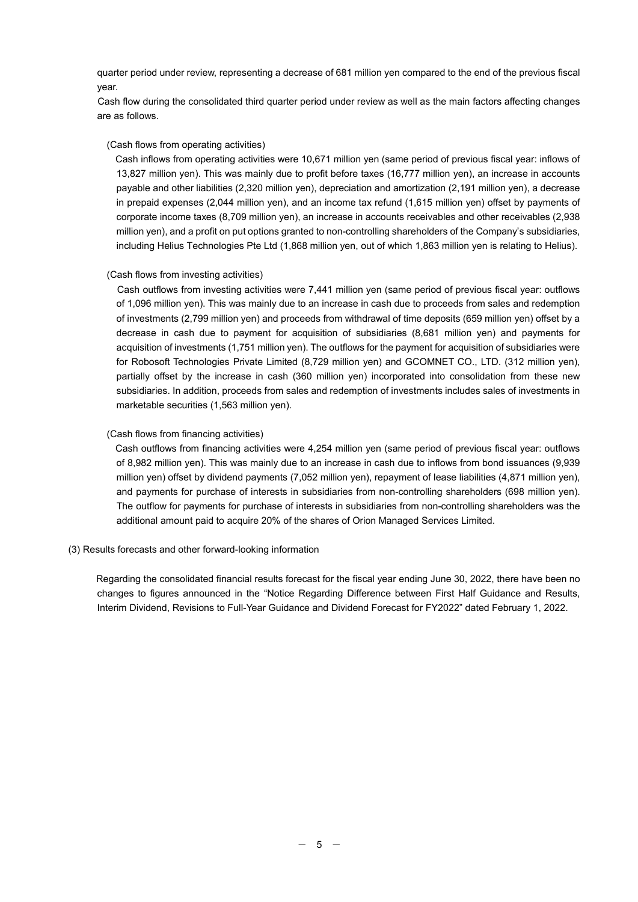quarter period under review, representing a decrease of 681 million yen compared to the end of the previous fiscal year.

Cash flow during the consolidated third quarter period under review as well as the main factors affecting changes are as follows.

(Cash flows from operating activities)

Cash inflows from operating activities were 10,671 million yen (same period of previous fiscal year: inflows of 13,827 million yen). This was mainly due to profit before taxes (16,777 million yen), an increase in accounts payable and other liabilities (2,320 million yen), depreciation and amortization (2,191 million yen), a decrease in prepaid expenses (2,044 million yen), and an income tax refund (1,615 million yen) offset by payments of corporate income taxes (8,709 million yen), an increase in accounts receivables and other receivables (2,938 million yen), and a profit on put options granted to non-controlling shareholders of the Company's subsidiaries, including Helius Technologies Pte Ltd (1,868 million yen, out of which 1,863 million yen is relating to Helius).

(Cash flows from investing activities)

Cash outflows from investing activities were 7,441 million yen (same period of previous fiscal year: outflows of 1,096 million yen). This was mainly due to an increase in cash due to proceeds from sales and redemption of investments (2,799 million yen) and proceeds from withdrawal of time deposits (659 million yen) offset by a decrease in cash due to payment for acquisition of subsidiaries (8,681 million yen) and payments for acquisition of investments (1,751 million yen). The outflows for the payment for acquisition of subsidiaries were for Robosoft Technologies Private Limited (8,729 million yen) and GCOMNET CO., LTD. (312 million yen), partially offset by the increase in cash (360 million yen) incorporated into consolidation from these new subsidiaries. In addition, proceeds from sales and redemption of investments includes sales of investments in marketable securities (1,563 million yen).

(Cash flows from financing activities)

Cash outflows from financing activities were 4,254 million yen (same period of previous fiscal year: outflows of 8,982 million yen). This was mainly due to an increase in cash due to inflows from bond issuances (9,939 million yen) offset by dividend payments (7,052 million yen), repayment of lease liabilities (4,871 million yen), and payments for purchase of interests in subsidiaries from non-controlling shareholders (698 million yen). The outflow for payments for purchase of interests in subsidiaries from non-controlling shareholders was the additional amount paid to acquire 20% of the shares of Orion Managed Services Limited.

(3) Results forecasts and other forward-looking information

Regarding the consolidated financial results forecast for the fiscal year ending June 30, 2022, there have been no changes to figures announced in the "Notice Regarding Difference between First Half Guidance and Results, Interim Dividend, Revisions to Full-Year Guidance and Dividend Forecast for FY2022" dated February 1, 2022.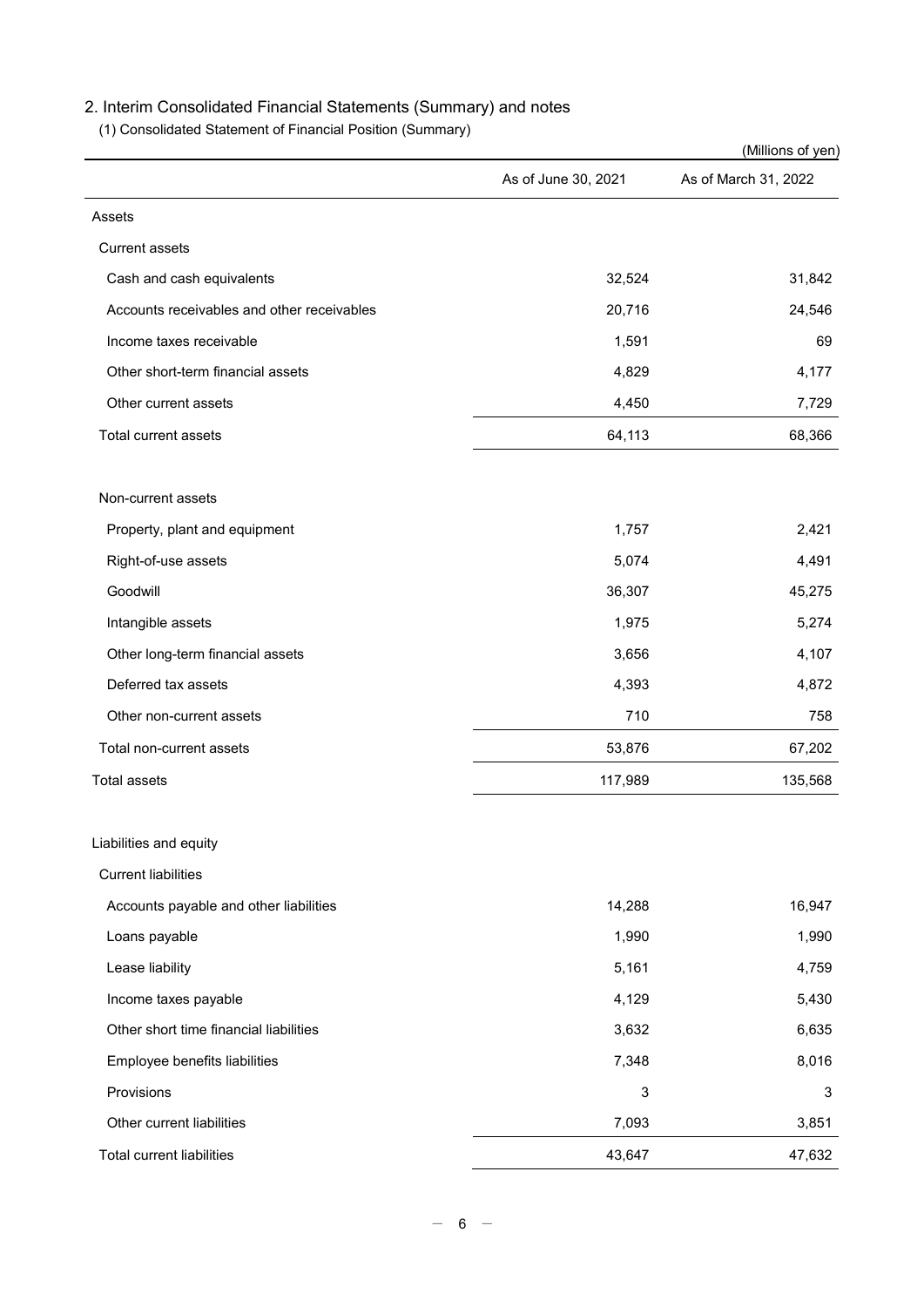## 2. Interim Consolidated Financial Statements (Summary) and notes

### (1) Consolidated Statement of Financial Position (Summary)

(Millions of yen)

| | As of June 30, 2021 | As of March 31, 2022 |
|---|---|---|
| Assets | | |
| Current assets | | |
| Cash and cash equivalents | 32,524 | 31,842 |
| Accounts receivables and other receivables | 20,716 | 24,546 |
| Income taxes receivable | 1,591 | 69 |
| Other short-term financial assets | 4,829 | 4,177 |
| Other current assets | 4,450 | 7,729 |
| Total current assets | 64,113 | 68,366 |
| | | |
| Non-current assets | | |
| Property, plant and equipment | 1,757 | 2,421 |
| Right-of-use assets | 5,074 | 4,491 |
| Goodwill | 36,307 | 45,275 |
| Intangible assets | 1,975 | 5,274 |
| Other long-term financial assets | 3,656 | 4,107 |
| Deferred tax assets | 4,393 | 4,872 |
| Other non-current assets | 710 | 758 |
| Total non-current assets | 53,876 | 67,202 |
| Total assets | 117,989 | 135,568 |
| | | |
| Liabilities and equity | | |
| Current liabilities | | |
| Accounts payable and other liabilities | 14,288 | 16,947 |
| Loans payable | 1,990 | 1,990 |
| Lease liability | 5,161 | 4,759 |
| Income taxes payable | 4,129 | 5,430 |
| Other short time financial liabilities | 3,632 | 6,635 |
| Employee benefits liabilities | 7,348 | 8,016 |
| Provisions | 3 | 3 |
| Other current liabilities | 7,093 | 3,851 |
| Total current liabilities | 43,647 | 47,632 |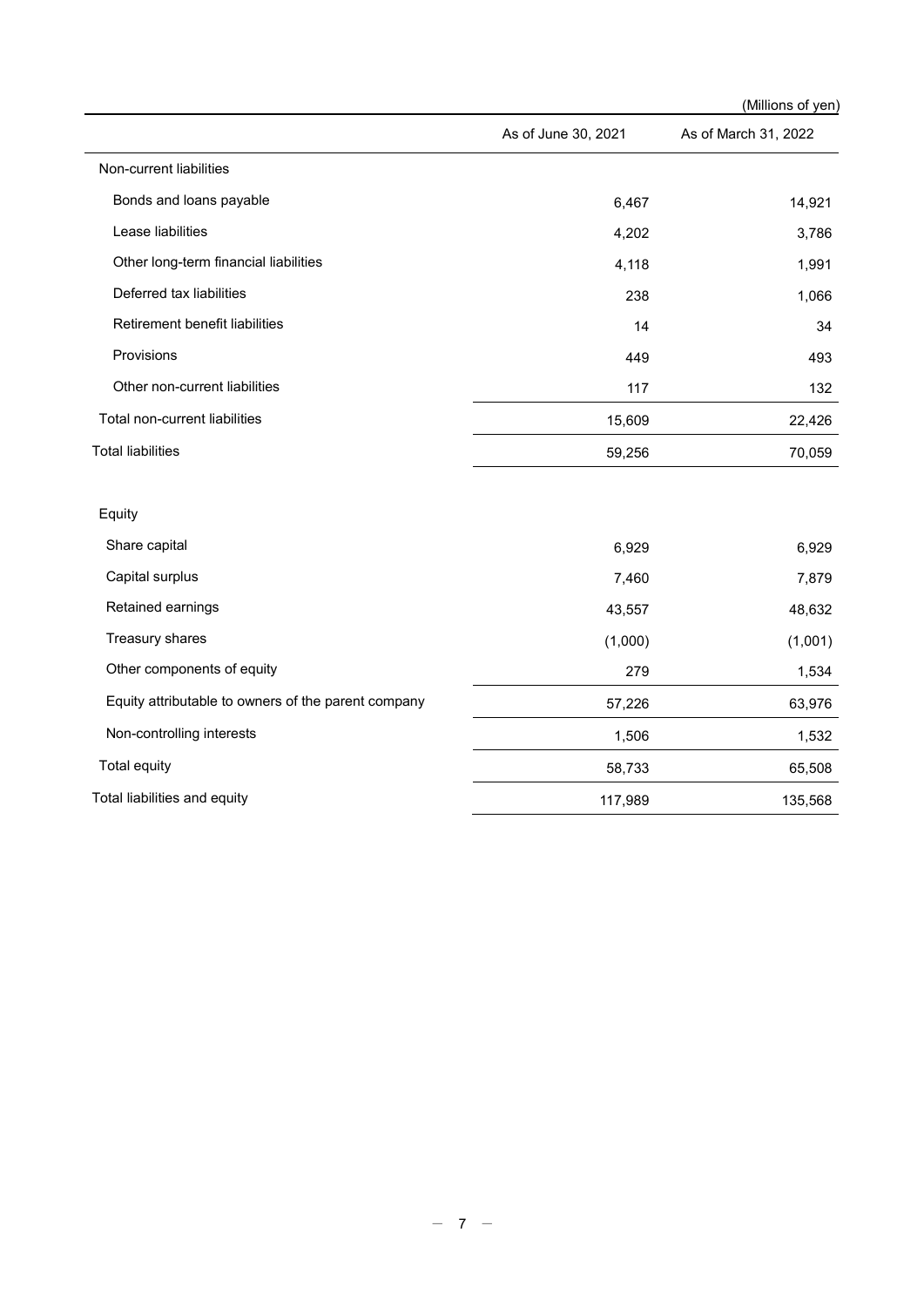(Millions of yen)

| | As of June 30, 2021 | As of March 31, 2022 |
|---|---|---|
| Non-current liabilities | | |
| Bonds and loans payable | 6,467 | 14,921 |
| Lease liabilities | 4,202 | 3,786 |
| Other long-term financial liabilities | 4,118 | 1,991 |
| Deferred tax liabilities | 238 | 1,066 |
| Retirement benefit liabilities | 14 | 34 |
| Provisions | 449 | 493 |
| Other non-current liabilities | 117 | 132 |
| Total non-current liabilities | 15,609 | 22,426 |
| Total liabilities | 59,256 | 70,059 |
| | | |
| Equity | | |
| Share capital | 6,929 | 6,929 |
| Capital surplus | 7,460 | 7,879 |
| Retained earnings | 43,557 | 48,632 |
| Treasury shares | (1,000) | (1,001) |
| Other components of equity | 279 | 1,534 |
| Equity attributable to owners of the parent company | 57,226 | 63,976 |
| Non-controlling interests | 1,506 | 1,532 |
| Total equity | 58,733 | 65,508 |
| Total liabilities and equity | 117,989 | 135,568 |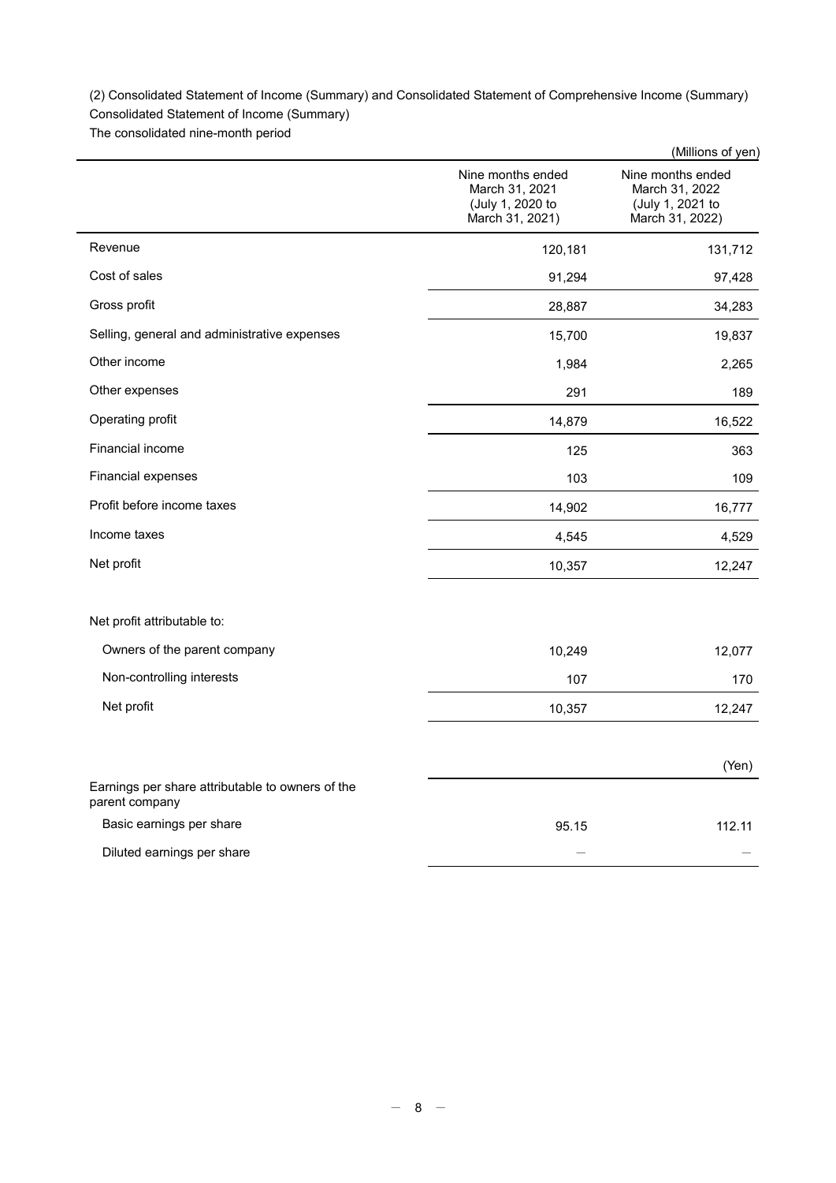(2) Consolidated Statement of Income (Summary) and Consolidated Statement of Comprehensive Income (Summary)

Consolidated Statement of Income (Summary)

The consolidated nine-month period

(Millions of yen)

| | Nine months ended March 31, 2021 (July 1, 2020 to March 31, 2021) | Nine months ended March 31, 2022 (July 1, 2021 to March 31, 2022) |
|---|---|---|
| Revenue | 120,181 | 131,712 |
| Cost of sales | 91,294 | 97,428 |
| Gross profit | 28,887 | 34,283 |
| Selling, general and administrative expenses | 15,700 | 19,837 |
| Other income | 1,984 | 2,265 |
| Other expenses | 291 | 189 |
| Operating profit | 14,879 | 16,522 |
| Financial income | 125 | 363 |
| Financial expenses | 103 | 109 |
| Profit before income taxes | 14,902 | 16,777 |
| Income taxes | 4,545 | 4,529 |
| Net profit | 10,357 | 12,247 |
| | | |
| Net profit attributable to: | | |
| Owners of the parent company | 10,249 | 12,077 |
| Non-controlling interests | 107 | 170 |
| Net profit | 10,357 | 12,247 |

(Yen)

| | | |
|---|---|---|
| Earnings per share attributable to owners of the parent company | | |
| Basic earnings per share | 95.15 | 112.11 |
| Diluted earnings per share | ― | ― |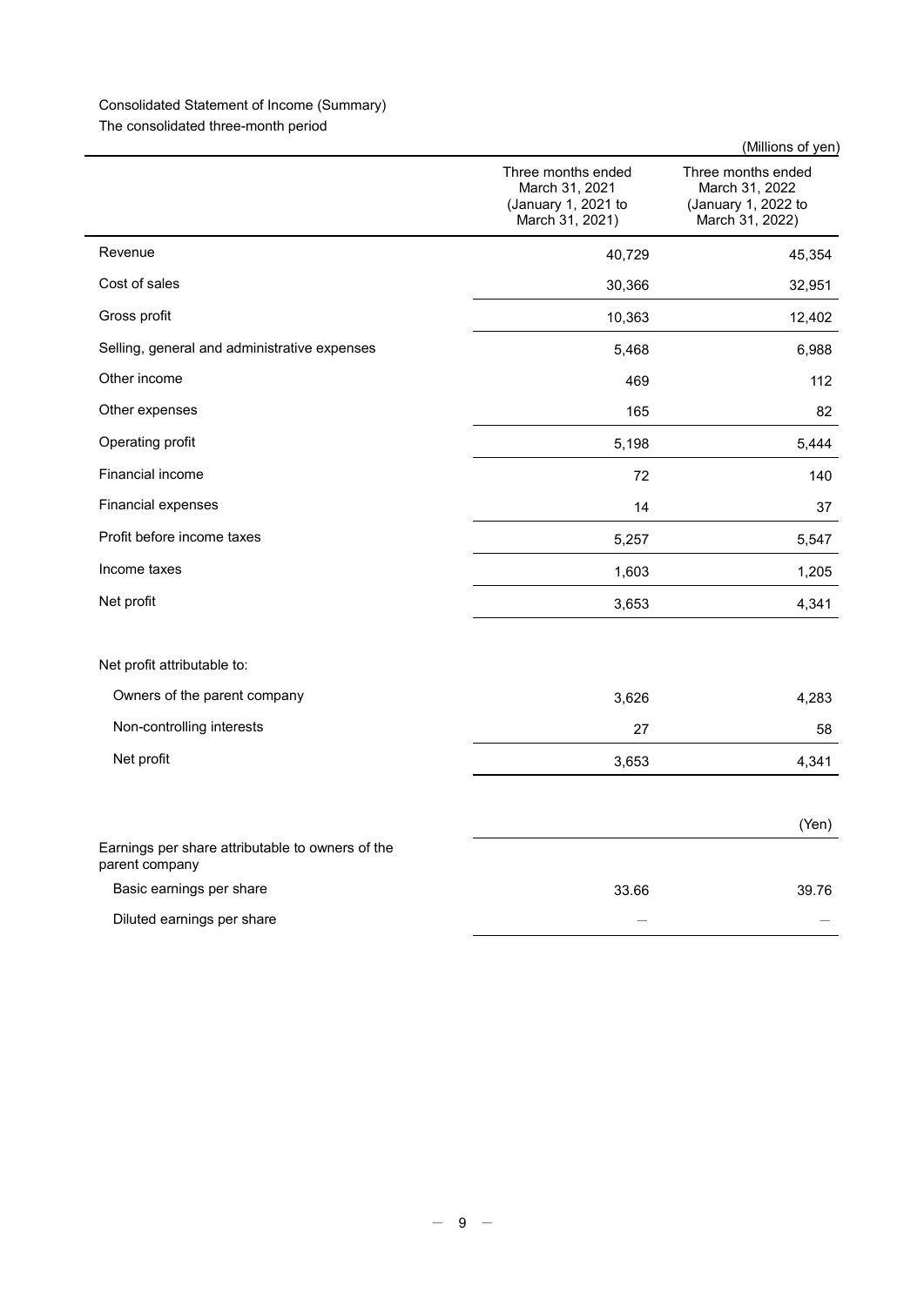Consolidated Statement of Income (Summary)

The consolidated three-month period

(Millions of yen)

| | Three months ended March 31, 2021 (January 1, 2021 to March 31, 2021) | Three months ended March 31, 2022 (January 1, 2022 to March 31, 2022) |
|---|---|---|
| Revenue | 40,729 | 45,354 |
| Cost of sales | 30,366 | 32,951 |
| Gross profit | 10,363 | 12,402 |
| Selling, general and administrative expenses | 5,468 | 6,988 |
| Other income | 469 | 112 |
| Other expenses | 165 | 82 |
| Operating profit | 5,198 | 5,444 |
| Financial income | 72 | 140 |
| Financial expenses | 14 | 37 |
| Profit before income taxes | 5,257 | 5,547 |
| Income taxes | 1,603 | 1,205 |
| Net profit | 3,653 | 4,341 |
| | | |
| Net profit attributable to: | | |
| Owners of the parent company | 3,626 | 4,283 |
| Non-controlling interests | 27 | 58 |
| Net profit | 3,653 | 4,341 |
| | | |
| | | (Yen) |
| Earnings per share attributable to owners of the parent company | | |
| Basic earnings per share | 33.66 | 39.76 |
| Diluted earnings per share | — | — |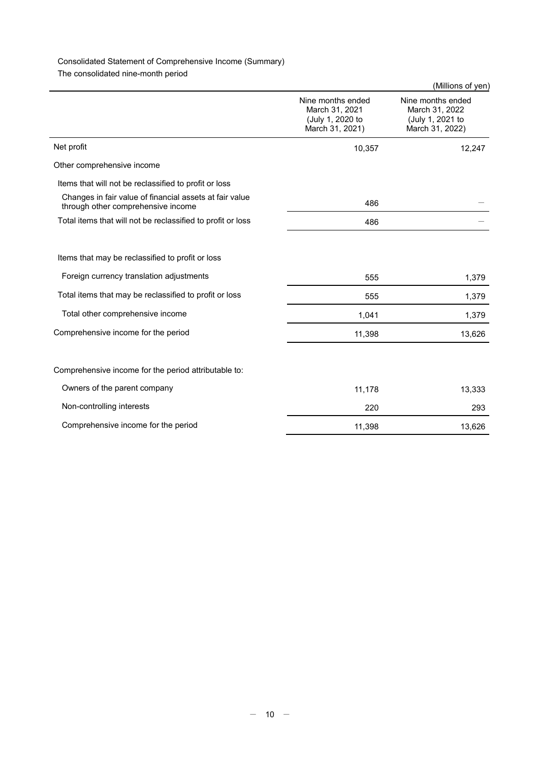Consolidated Statement of Comprehensive Income (Summary)

The consolidated nine-month period

(Millions of yen)

| | Nine months ended March 31, 2021 (July 1, 2020 to March 31, 2021) | Nine months ended March 31, 2022 (July 1, 2021 to March 31, 2022) |
|---|---|---|
| Net profit | 10,357 | 12,247 |
| Other comprehensive income | | |
| Items that will not be reclassified to profit or loss | | |
| Changes in fair value of financial assets at fair value through other comprehensive income | 486 | — |
| Total items that will not be reclassified to profit or loss | 486 | — |
| Items that may be reclassified to profit or loss | | |
| Foreign currency translation adjustments | 555 | 1,379 |
| Total items that may be reclassified to profit or loss | 555 | 1,379 |
| Total other comprehensive income | 1,041 | 1,379 |
| Comprehensive income for the period | 11,398 | 13,626 |
| Comprehensive income for the period attributable to: | | |
| Owners of the parent company | 11,178 | 13,333 |
| Non-controlling interests | 220 | 293 |
| Comprehensive income for the period | 11,398 | 13,626 |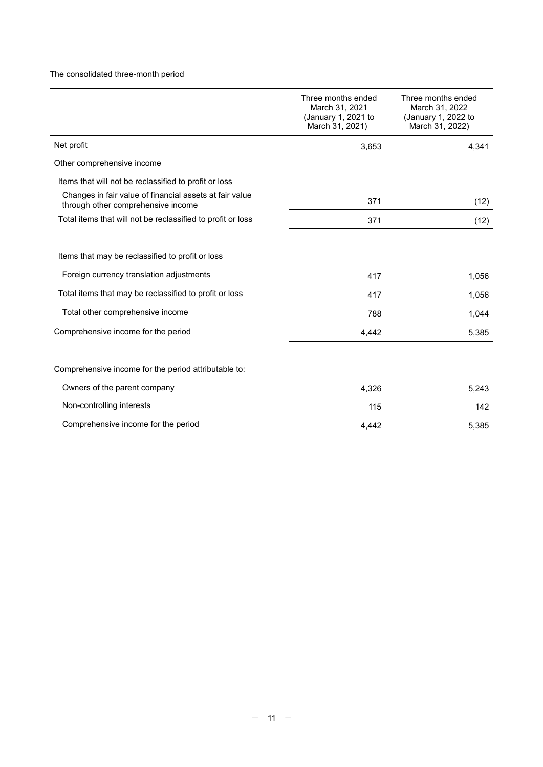The consolidated three-month period

| | Three months ended March 31, 2021 (January 1, 2021 to March 31, 2021) | Three months ended March 31, 2022 (January 1, 2022 to March 31, 2022) |
|---|---|---|
| Net profit | 3,653 | 4,341 |
| Other comprehensive income | | |
| Items that will not be reclassified to profit or loss | | |
| Changes in fair value of financial assets at fair value through other comprehensive income | 371 | (12) |
| Total items that will not be reclassified to profit or loss | 371 | (12) |
| Items that may be reclassified to profit or loss | | |
| Foreign currency translation adjustments | 417 | 1,056 |
| Total items that may be reclassified to profit or loss | 417 | 1,056 |
| Total other comprehensive income | 788 | 1,044 |
| Comprehensive income for the period | 4,442 | 5,385 |
| Comprehensive income for the period attributable to: | | |
| Owners of the parent company | 4,326 | 5,243 |
| Non-controlling interests | 115 | 142 |
| Comprehensive income for the period | 4,442 | 5,385 |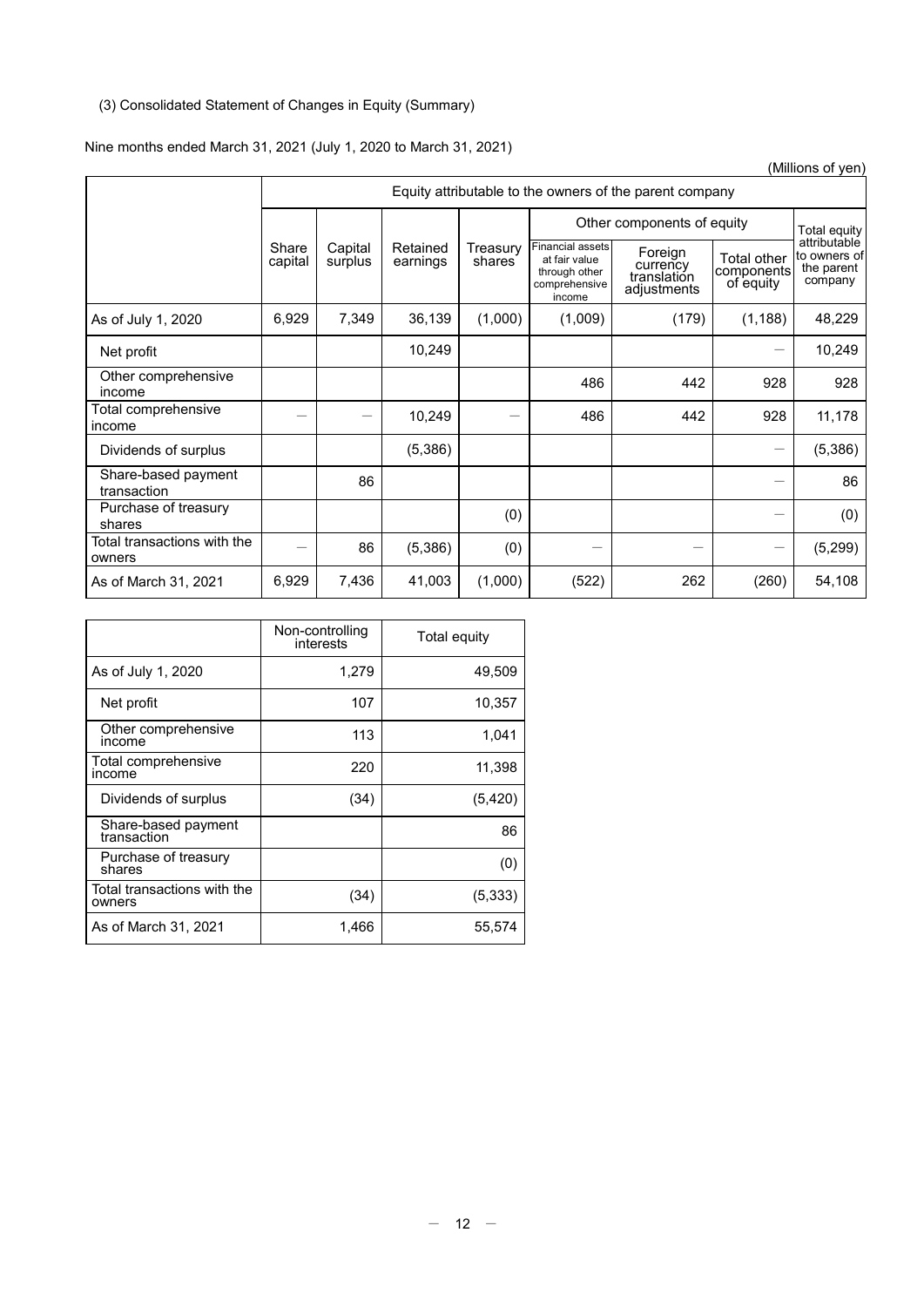(3) Consolidated Statement of Changes in Equity (Summary)

Nine months ended March 31, 2021 (July 1, 2020 to March 31, 2021)

(Millions of yen)

| | Equity attributable to the owners of the parent company | | | | | | | |
|---|---|---|---|---|---|---|---|---|
| | | | | | Other components of equity | | | Total equity attributable to owners of the parent company |
| | Share capital | Capital surplus | Retained earnings | Treasury shares | Financial assets at fair value through other comprehensive income | Foreign currency translation adjustments | Total other components of equity | |
| As of July 1, 2020 | 6,929 | 7,349 | 36,139 | (1,000) | (1,009) | (179) | (1,188) | 48,229 |
| Net profit | | | 10,249 | | | | — | 10,249 |
| Other comprehensive income | | | | | 486 | 442 | 928 | 928 |
| Total comprehensive income | — | — | 10,249 | — | 486 | 442 | 928 | 11,178 |
| Dividends of surplus | | | (5,386) | | | | — | (5,386) |
| Share-based payment transaction | | 86 | | | | | — | 86 |
| Purchase of treasury shares | | | | (0) | | | — | (0) |
| Total transactions with the owners | — | 86 | (5,386) | (0) | — | — | — | (5,299) |
| As of March 31, 2021 | 6,929 | 7,436 | 41,003 | (1,000) | (522) | 262 | (260) | 54,108 |

| | Non-controlling interests | Total equity |
|---|---|---|
| As of July 1, 2020 | 1,279 | 49,509 |
| Net profit | 107 | 10,357 |
| Other comprehensive income | 113 | 1,041 |
| Total comprehensive income | 220 | 11,398 |
| Dividends of surplus | (34) | (5,420) |
| Share-based payment transaction | | 86 |
| Purchase of treasury shares | | (0) |
| Total transactions with the owners | (34) | (5,333) |
| As of March 31, 2021 | 1,466 | 55,574 |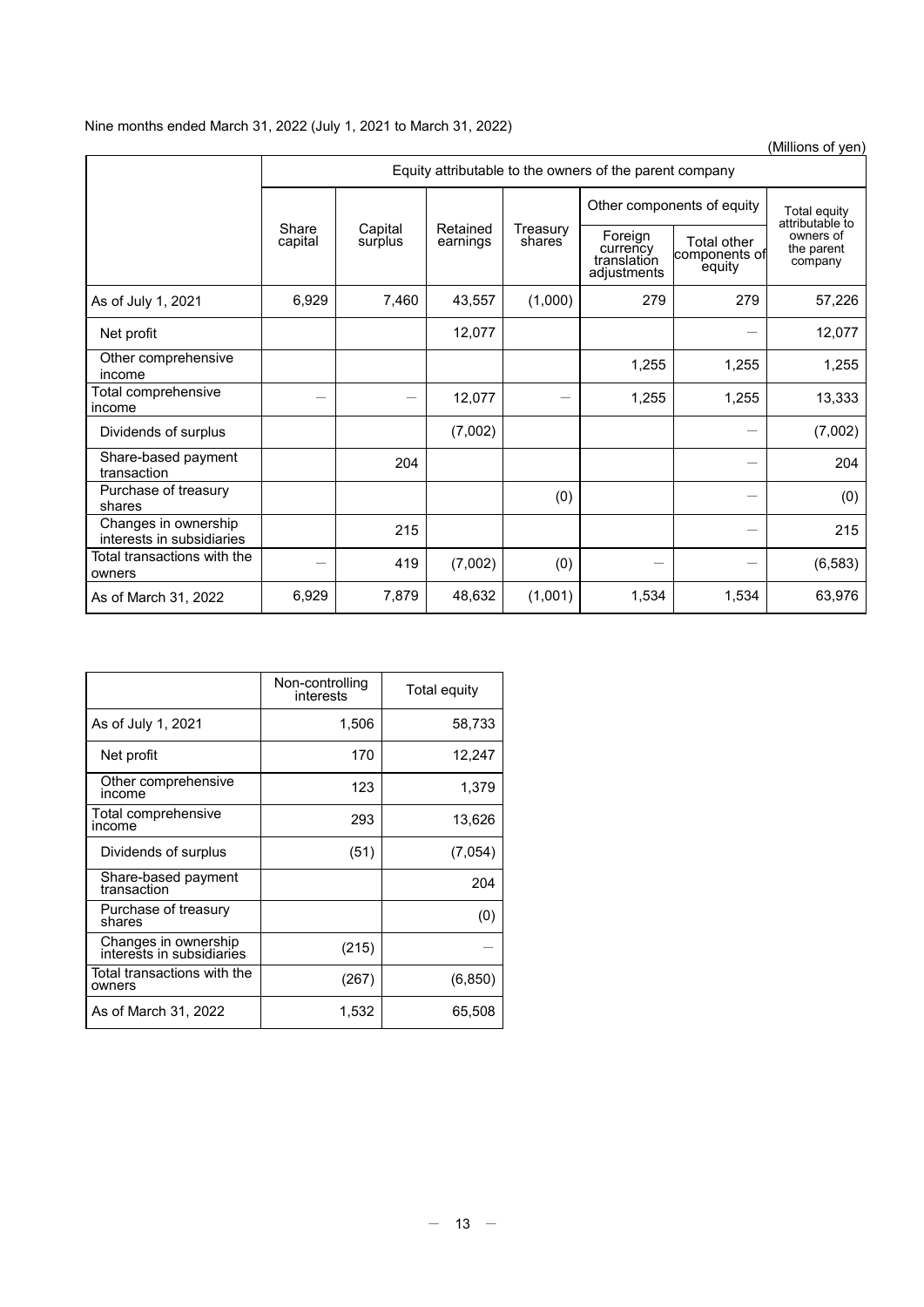Nine months ended March 31, 2022 (July 1, 2021 to March 31, 2022)

(Millions of yen)

| | Equity attributable to the owners of the parent company | | | | | | |
|---|---|---|---|---|---|---|---|
| | Share capital | Capital surplus | Retained earnings | Treasury shares | Other components of equity | | Total equity attributable to owners of the parent company |
| | | | | | Foreign currency translation adjustments | Total other components of equity | |
| As of July 1, 2021 | 6,929 | 7,460 | 43,557 | (1,000) | 279 | 279 | 57,226 |
| Net profit | | | 12,077 | | | — | 12,077 |
| Other comprehensive income | | | | | 1,255 | 1,255 | 1,255 |
| Total comprehensive income | — | — | 12,077 | — | 1,255 | 1,255 | 13,333 |
| Dividends of surplus | | | (7,002) | | | — | (7,002) |
| Share-based payment transaction | | 204 | | | | — | 204 |
| Purchase of treasury shares | | | | (0) | | — | (0) |
| Changes in ownership interests in subsidiaries | | 215 | | | | — | 215 |
| Total transactions with the owners | — | 419 | (7,002) | (0) | — | — | (6,583) |
| As of March 31, 2022 | 6,929 | 7,879 | 48,632 | (1,001) | 1,534 | 1,534 | 63,976 |

| | Non-controlling interests | Total equity |
|---|---|---|
| As of July 1, 2021 | 1,506 | 58,733 |
| Net profit | 170 | 12,247 |
| Other comprehensive income | 123 | 1,379 |
| Total comprehensive income | 293 | 13,626 |
| Dividends of surplus | (51) | (7,054) |
| Share-based payment transaction | | 204 |
| Purchase of treasury shares | | (0) |
| Changes in ownership interests in subsidiaries | (215) | — |
| Total transactions with the owners | (267) | (6,850) |
| As of March 31, 2022 | 1,532 | 65,508 |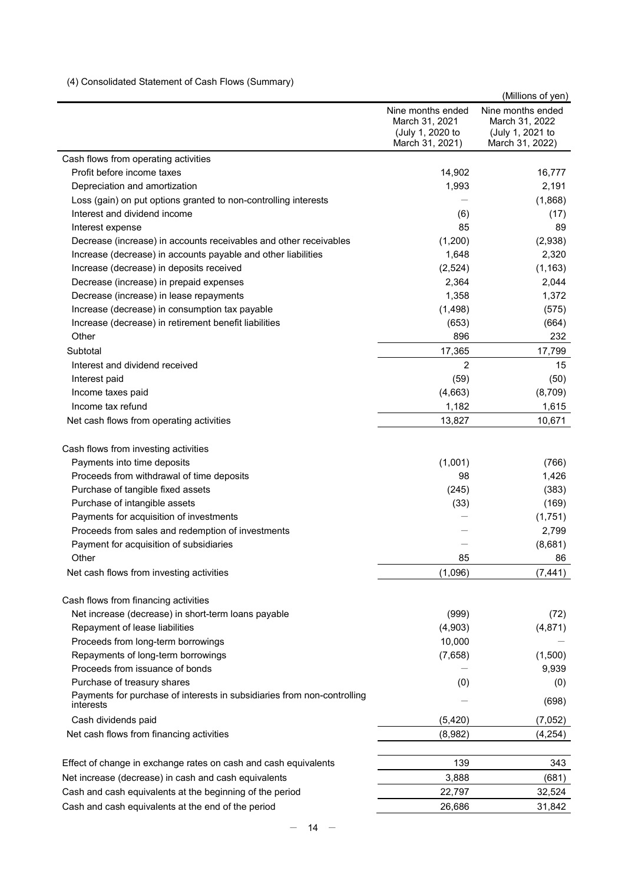(4) Consolidated Statement of Cash Flows (Summary)

(Millions of yen)

| | Nine months ended March 31, 2021 (July 1, 2020 to March 31, 2021) | Nine months ended March 31, 2022 (July 1, 2021 to March 31, 2022) |
|---|---|---|
| Cash flows from operating activities | | |
| Profit before income taxes | 14,902 | 16,777 |
| Depreciation and amortization | 1,993 | 2,191 |
| Loss (gain) on put options granted to non-controlling interests | — | (1,868) |
| Interest and dividend income | (6) | (17) |
| Interest expense | 85 | 89 |
| Decrease (increase) in accounts receivables and other receivables | (1,200) | (2,938) |
| Increase (decrease) in accounts payable and other liabilities | 1,648 | 2,320 |
| Increase (decrease) in deposits received | (2,524) | (1,163) |
| Decrease (increase) in prepaid expenses | 2,364 | 2,044 |
| Decrease (increase) in lease repayments | 1,358 | 1,372 |
| Increase (decrease) in consumption tax payable | (1,498) | (575) |
| Increase (decrease) in retirement benefit liabilities | (653) | (664) |
| Other | 896 | 232 |
| Subtotal | 17,365 | 17,799 |
| Interest and dividend received | 2 | 15 |
| Interest paid | (59) | (50) |
| Income taxes paid | (4,663) | (8,709) |
| Income tax refund | 1,182 | 1,615 |
| Net cash flows from operating activities | 13,827 | 10,671 |
| Cash flows from investing activities | | |
| Payments into time deposits | (1,001) | (766) |
| Proceeds from withdrawal of time deposits | 98 | 1,426 |
| Purchase of tangible fixed assets | (245) | (383) |
| Purchase of intangible assets | (33) | (169) |
| Payments for acquisition of investments | — | (1,751) |
| Proceeds from sales and redemption of investments | — | 2,799 |
| Payment for acquisition of subsidiaries | — | (8,681) |
| Other | 85 | 86 |
| Net cash flows from investing activities | (1,096) | (7,441) |
| Cash flows from financing activities | | |
| Net increase (decrease) in short-term loans payable | (999) | (72) |
| Repayment of lease liabilities | (4,903) | (4,871) |
| Proceeds from long-term borrowings | 10,000 | — |
| Repayments of long-term borrowings | (7,658) | (1,500) |
| Proceeds from issuance of bonds | — | 9,939 |
| Purchase of treasury shares | (0) | (0) |
| Payments for purchase of interests in subsidiaries from non-controlling interests | — | (698) |
| Cash dividends paid | (5,420) | (7,052) |
| Net cash flows from financing activities | (8,982) | (4,254) |
| Effect of change in exchange rates on cash and cash equivalents | 139 | 343 |
| Net increase (decrease) in cash and cash equivalents | 3,888 | (681) |
| Cash and cash equivalents at the beginning of the period | 22,797 | 32,524 |
| Cash and cash equivalents at the end of the period | 26,686 | 31,842 |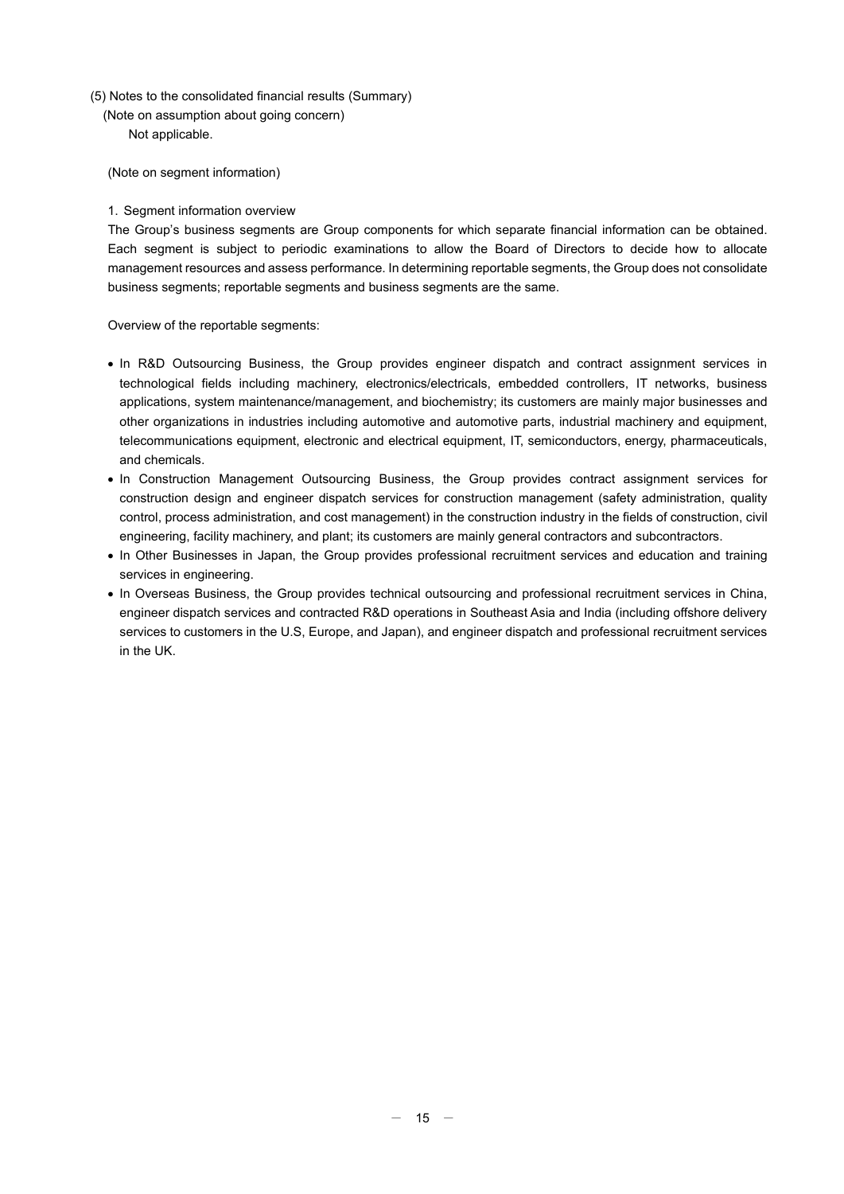(5) Notes to the consolidated financial results (Summary)

(Note on assumption about going concern)

Not applicable.

(Note on segment information)

1. Segment information overview

The Group's business segments are Group components for which separate financial information can be obtained. Each segment is subject to periodic examinations to allow the Board of Directors to decide how to allocate management resources and assess performance. In determining reportable segments, the Group does not consolidate business segments; reportable segments and business segments are the same.

Overview of the reportable segments:

- In R&D Outsourcing Business, the Group provides engineer dispatch and contract assignment services in technological fields including machinery, electronics/electricals, embedded controllers, IT networks, business applications, system maintenance/management, and biochemistry; its customers are mainly major businesses and other organizations in industries including automotive and automotive parts, industrial machinery and equipment, telecommunications equipment, electronic and electrical equipment, IT, semiconductors, energy, pharmaceuticals, and chemicals.
- In Construction Management Outsourcing Business, the Group provides contract assignment services for construction design and engineer dispatch services for construction management (safety administration, quality control, process administration, and cost management) in the construction industry in the fields of construction, civil engineering, facility machinery, and plant; its customers are mainly general contractors and subcontractors.
- In Other Businesses in Japan, the Group provides professional recruitment services and education and training services in engineering.
- In Overseas Business, the Group provides technical outsourcing and professional recruitment services in China, engineer dispatch services and contracted R&D operations in Southeast Asia and India (including offshore delivery services to customers in the U.S, Europe, and Japan), and engineer dispatch and professional recruitment services in the UK.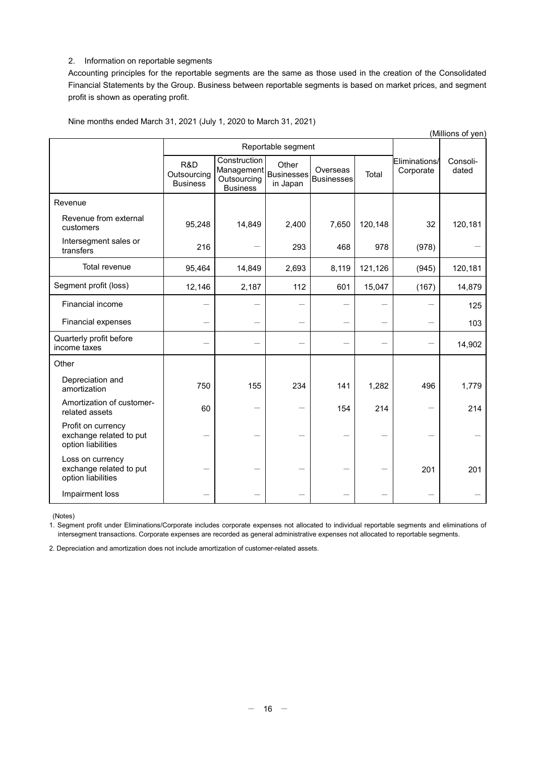2. Information on reportable segments

Accounting principles for the reportable segments are the same as those used in the creation of the Consolidated Financial Statements by the Group. Business between reportable segments is based on market prices, and segment profit is shown as operating profit.

Nine months ended March 31, 2021 (July 1, 2020 to March 31, 2021)

(Millions of yen)

| | Reportable segment | | | | | Eliminations/ Corporate | Consoli-dated |
|---|---|---|---|---|---|---|---|
| | R&D Outsourcing Business | Construction Management Outsourcing Business | Other Businesses in Japan | Overseas Businesses | Total | | |
| Revenue | | | | | | | |
| Revenue from external customers | 95,248 | 14,849 | 2,400 | 7,650 | 120,148 | 32 | 120,181 |
| Intersegment sales or transfers | 216 | — | 293 | 468 | 978 | (978) | — |
| Total revenue | 95,464 | 14,849 | 2,693 | 8,119 | 121,126 | (945) | 120,181 |
| Segment profit (loss) | 12,146 | 2,187 | 112 | 601 | 15,047 | (167) | 14,879 |
| Financial income | — | — | — | — | — | — | 125 |
| Financial expenses | — | — | — | — | — | — | 103 |
| Quarterly profit before income taxes | — | — | — | — | — | — | 14,902 |
| Other | | | | | | | |
| Depreciation and amortization | 750 | 155 | 234 | 141 | 1,282 | 496 | 1,779 |
| Amortization of customer-related assets | 60 | — | — | 154 | 214 | — | 214 |
| Profit on currency exchange related to put option liabilities | — | — | — | — | — | — | — |
| Loss on currency exchange related to put option liabilities | — | — | — | — | — | 201 | 201 |
| Impairment loss | — | — | — | — | — | — | — |

(Notes)

1. Segment profit under Eliminations/Corporate includes corporate expenses not allocated to individual reportable segments and eliminations of intersegment transactions. Corporate expenses are recorded as general administrative expenses not allocated to reportable segments.

2. Depreciation and amortization does not include amortization of customer-related assets.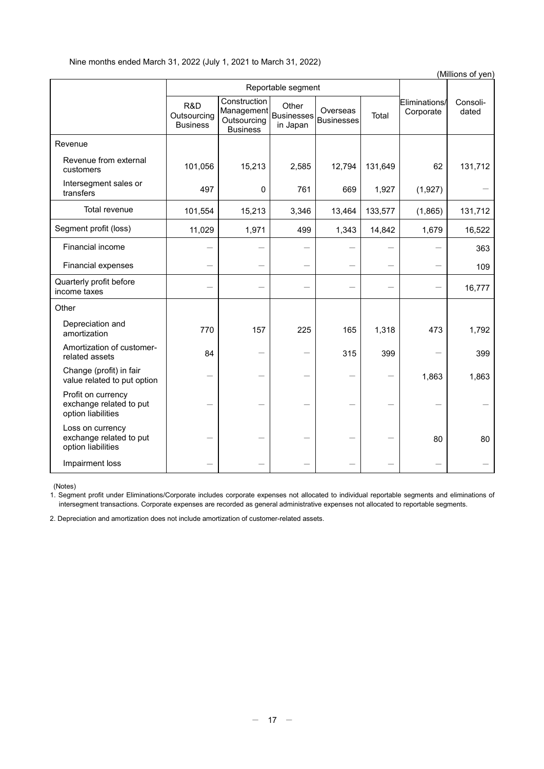Nine months ended March 31, 2022 (July 1, 2021 to March 31, 2022)

(Millions of yen)

| | Reportable segment | | | | | Eliminations/ Corporate | Consoli-dated |
|---|---|---|---|---|---|---|---|
| | R&D Outsourcing Business | Construction Management Outsourcing Business | Other Businesses in Japan | Overseas Businesses | Total | | |
| Revenue | | | | | | | |
| Revenue from external customers | 101,056 | 15,213 | 2,585 | 12,794 | 131,649 | 62 | 131,712 |
| Intersegment sales or transfers | 497 | 0 | 761 | 669 | 1,927 | (1,927) | － |
| Total revenue | 101,554 | 15,213 | 3,346 | 13,464 | 133,577 | (1,865) | 131,712 |
| Segment profit (loss) | 11,029 | 1,971 | 499 | 1,343 | 14,842 | 1,679 | 16,522 |
| Financial income | － | － | － | － | － | － | 363 |
| Financial expenses | － | － | － | － | － | － | 109 |
| Quarterly profit before income taxes | － | － | － | － | － | － | 16,777 |
| Other | | | | | | | |
| Depreciation and amortization | 770 | 157 | 225 | 165 | 1,318 | 473 | 1,792 |
| Amortization of customer-related assets | 84 | － | － | 315 | 399 | － | 399 |
| Change (profit) in fair value related to put option | － | － | － | － | － | 1,863 | 1,863 |
| Profit on currency exchange related to put option liabilities | － | － | － | － | － | － | － |
| Loss on currency exchange related to put option liabilities | － | － | － | － | － | 80 | 80 |
| Impairment loss | － | － | － | － | － | － | － |

(Notes)

1. Segment profit under Eliminations/Corporate includes corporate expenses not allocated to individual reportable segments and eliminations of intersegment transactions. Corporate expenses are recorded as general administrative expenses not allocated to reportable segments.

2. Depreciation and amortization does not include amortization of customer-related assets.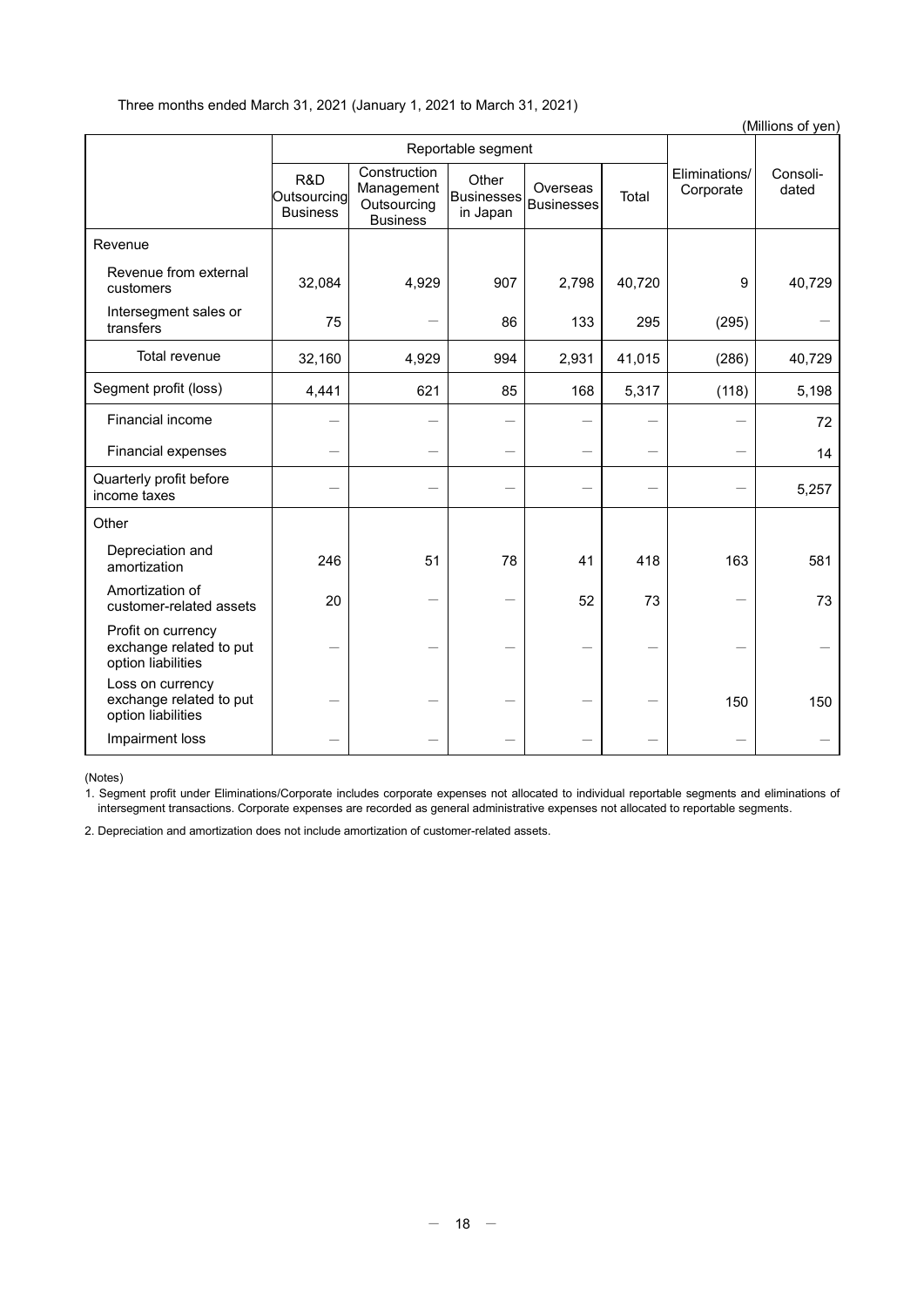Three months ended March 31, 2021 (January 1, 2021 to March 31, 2021)

(Millions of yen)

| | Reportable segment | | | | | Eliminations/ Corporate | Consoli-dated |
|---|---|---|---|---|---|---|---|
| | R&D Outsourcing Business | Construction Management Outsourcing Business | Other Businesses in Japan | Overseas Businesses | Total | | |
| Revenue | | | | | | | |
| Revenue from external customers | 32,084 | 4,929 | 907 | 2,798 | 40,720 | 9 | 40,729 |
| Intersegment sales or transfers | 75 | — | 86 | 133 | 295 | (295) | — |
| Total revenue | 32,160 | 4,929 | 994 | 2,931 | 41,015 | (286) | 40,729 |
| Segment profit (loss) | 4,441 | 621 | 85 | 168 | 5,317 | (118) | 5,198 |
| Financial income | — | — | — | — | — | — | 72 |
| Financial expenses | — | — | — | — | — | — | 14 |
| Quarterly profit before income taxes | — | — | — | — | — | — | 5,257 |
| Other | | | | | | | |
| Depreciation and amortization | 246 | 51 | 78 | 41 | 418 | 163 | 581 |
| Amortization of customer-related assets | 20 | — | — | 52 | 73 | — | 73 |
| Profit on currency exchange related to put option liabilities | — | — | — | — | — | — | — |
| Loss on currency exchange related to put option liabilities | — | — | — | — | — | 150 | 150 |
| Impairment loss | — | — | — | — | — | — | — |

(Notes)

1. Segment profit under Eliminations/Corporate includes corporate expenses not allocated to individual reportable segments and eliminations of intersegment transactions. Corporate expenses are recorded as general administrative expenses not allocated to reportable segments.

2. Depreciation and amortization does not include amortization of customer-related assets.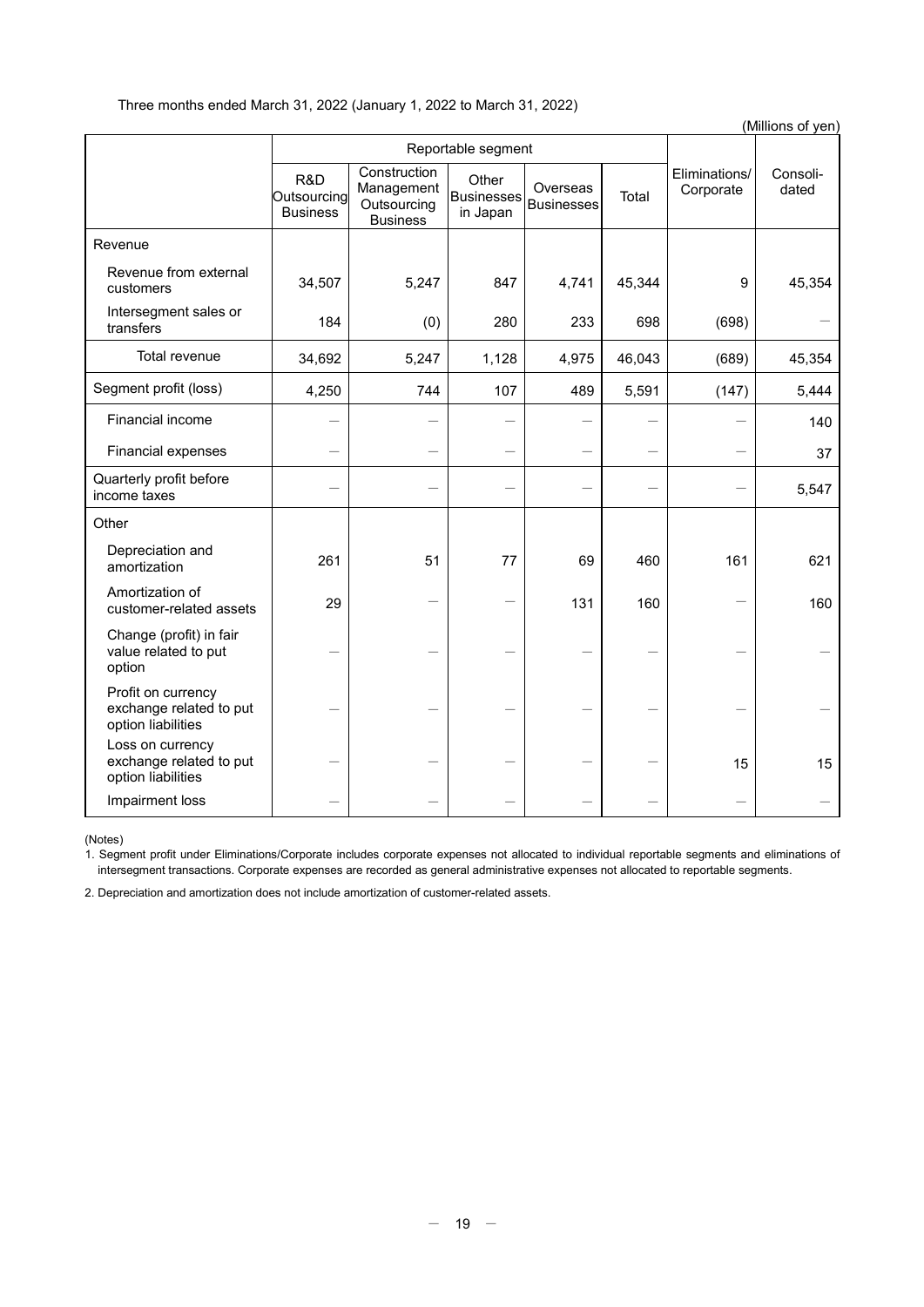Three months ended March 31, 2022 (January 1, 2022 to March 31, 2022)

(Millions of yen)

| | Reportable segment | | | | | Eliminations/ Corporate | Consoli- dated |
|---|---|---|---|---|---|---|---|
| | R&D Outsourcing Business | Construction Management Outsourcing Business | Other Businesses in Japan | Overseas Businesses | Total | | |
| Revenue | | | | | | | |
| Revenue from external customers | 34,507 | 5,247 | 847 | 4,741 | 45,344 | 9 | 45,354 |
| Intersegment sales or transfers | 184 | (0) | 280 | 233 | 698 | (698) | — |
| Total revenue | 34,692 | 5,247 | 1,128 | 4,975 | 46,043 | (689) | 45,354 |
| Segment profit (loss) | 4,250 | 744 | 107 | 489 | 5,591 | (147) | 5,444 |
| Financial income | — | — | — | — | — | — | 140 |
| Financial expenses | — | — | — | — | — | — | 37 |
| Quarterly profit before income taxes | — | — | — | — | — | — | 5,547 |
| Other | | | | | | | |
| Depreciation and amortization | 261 | 51 | 77 | 69 | 460 | 161 | 621 |
| Amortization of customer-related assets | 29 | — | — | 131 | 160 | — | 160 |
| Change (profit) in fair value related to put option | — | — | — | — | — | — | — |
| Profit on currency exchange related to put option liabilities | — | — | — | — | — | — | — |
| Loss on currency exchange related to put option liabilities | — | — | — | — | — | 15 | 15 |
| Impairment loss | — | — | — | — | — | — | — |

(Notes)

1. Segment profit under Eliminations/Corporate includes corporate expenses not allocated to individual reportable segments and eliminations of intersegment transactions. Corporate expenses are recorded as general administrative expenses not allocated to reportable segments.

2. Depreciation and amortization does not include amortization of customer-related assets.